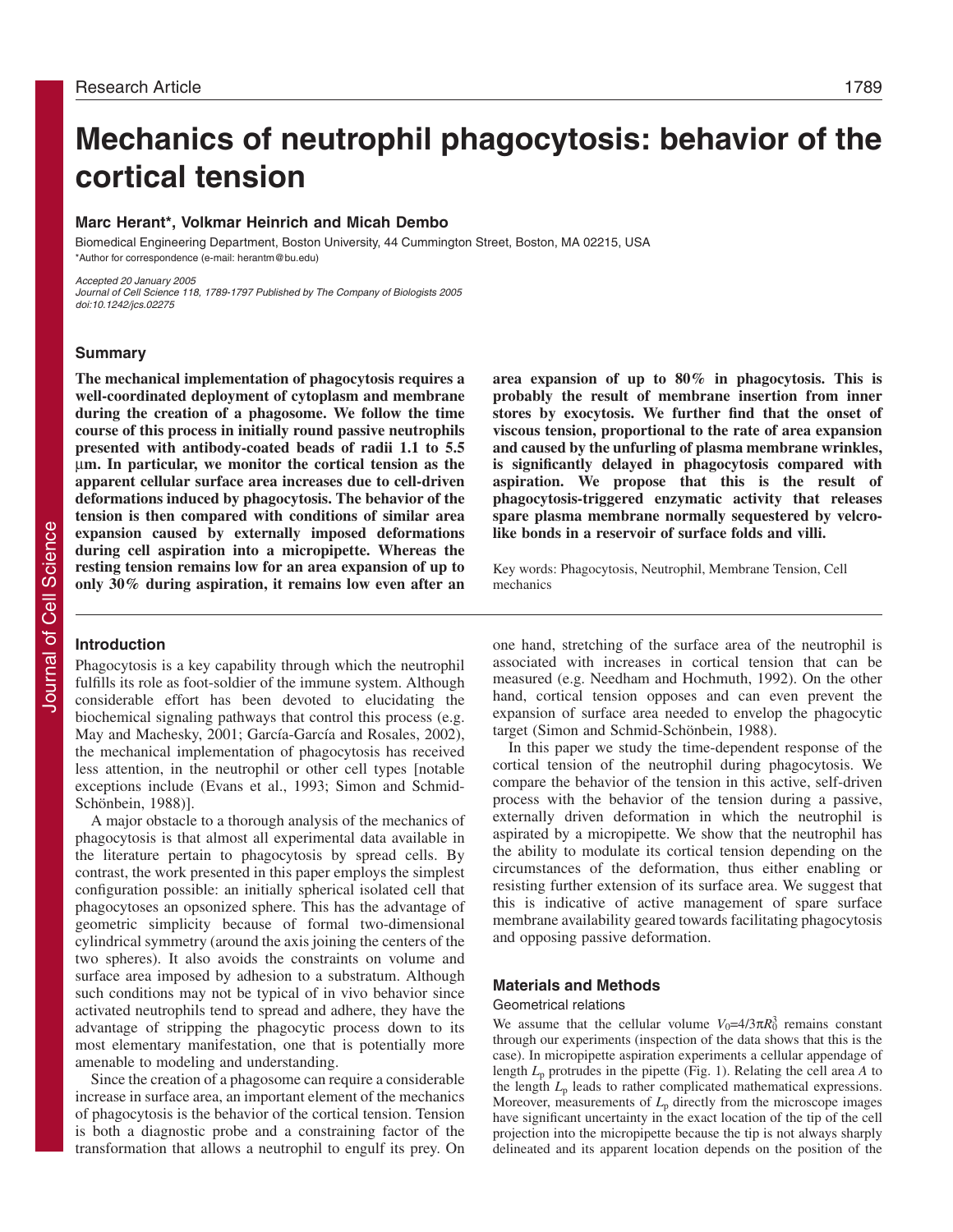Research Article

# Mechanics of neutrophil phagocytosis: behavior of the cortical tension

**Marc Herant\*, Volkmar Heinrich and Micah Dembo**

Biomedical Engineering Department, Boston University, 44 Cummington Street, Boston, MA 02215, USA

\*Author for correspondence (e-mail: herantm@bu.edu)

*Accepted 20 January 2005*
*Journal of Cell Science 118, 1789-1797 Published by The Company of Biologists 2005*
*doi:10.1242/jcs.02275*

## Summary

**The mechanical implementation of phagocytosis requires a well-coordinated deployment of cytoplasm and membrane during the creation of a phagosome. We follow the time course of this process in initially round passive neutrophils presented with antibody-coated beads of radii 1.1 to 5.5 μm. In particular, we monitor the cortical tension as the apparent cellular surface area increases due to cell-driven deformations induced by phagocytosis. The behavior of the tension is then compared with conditions of similar area expansion caused by externally imposed deformations during cell aspiration into a micropipette. Whereas the resting tension remains low for an area expansion of up to only 30% during aspiration, it remains low even after an area expansion of up to 80% in phagocytosis. This is probably the result of membrane insertion from inner stores by exocytosis. We further find that the onset of viscous tension, proportional to the rate of area expansion and caused by the unfurling of plasma membrane wrinkles, is significantly delayed in phagocytosis compared with aspiration. We propose that this is the result of phagocytosis-triggered enzymatic activity that releases spare plasma membrane normally sequestered by velcro-like bonds in a reservoir of surface folds and villi.**

Key words: Phagocytosis, Neutrophil, Membrane Tension, Cell mechanics

## Introduction

Phagocytosis is a key capability through which the neutrophil fulfills its role as foot-soldier of the immune system. Although considerable effort has been devoted to elucidating the biochemical signaling pathways that control this process (e.g. May and Machesky, 2001; García-García and Rosales, 2002), the mechanical implementation of phagocytosis has received less attention, in the neutrophil or other cell types [notable exceptions include (Evans et al., 1993; Simon and Schmid-Schönbein, 1988)].

A major obstacle to a thorough analysis of the mechanics of phagocytosis is that almost all experimental data available in the literature pertain to phagocytosis by spread cells. By contrast, the work presented in this paper employs the simplest configuration possible: an initially spherical isolated cell that phagocytoses an opsonized sphere. This has the advantage of geometric simplicity because of formal two-dimensional cylindrical symmetry (around the axis joining the centers of the two spheres). It also avoids the constraints on volume and surface area imposed by adhesion to a substratum. Although such conditions may not be typical of in vivo behavior since activated neutrophils tend to spread and adhere, they have the advantage of stripping the phagocytic process down to its most elementary manifestation, one that is potentially more amenable to modeling and understanding.

Since the creation of a phagosome can require a considerable increase in surface area, an important element of the mechanics of phagocytosis is the behavior of the cortical tension. Tension is both a diagnostic probe and a constraining factor of the transformation that allows a neutrophil to engulf its prey. On one hand, stretching of the surface area of the neutrophil is associated with increases in cortical tension that can be measured (e.g. Needham and Hochmuth, 1992). On the other hand, cortical tension opposes and can even prevent the expansion of surface area needed to envelop the phagocytic target (Simon and Schmid-Schönbein, 1988).

In this paper we study the time-dependent response of the cortical tension of the neutrophil during phagocytosis. We compare the behavior of the tension in this active, self-driven process with the behavior of the tension during a passive, externally driven deformation in which the neutrophil is aspirated by a micropipette. We show that the neutrophil has the ability to modulate its cortical tension depending on the circumstances of the deformation, thus either enabling or resisting further extension of its surface area. We suggest that this is indicative of active management of spare surface membrane availability geared towards facilitating phagocytosis and opposing passive deformation.

## Materials and Methods

### Geometrical relations

We assume that the cellular volume $V_0=4/3\pi R_0^3$ remains constant through our experiments (inspection of the data shows that this is the case). In micropipette aspiration experiments a cellular appendage of length $L_p$ protrudes in the pipette (Fig. 1). Relating the cell area $A$ to the length $L_p$ leads to rather complicated mathematical expressions. Moreover, measurements of $L_p$ directly from the microscope images have significant uncertainty in the exact location of the tip of the cell projection into the micropipette because the tip is not always sharply delineated and its apparent location depends on the position of the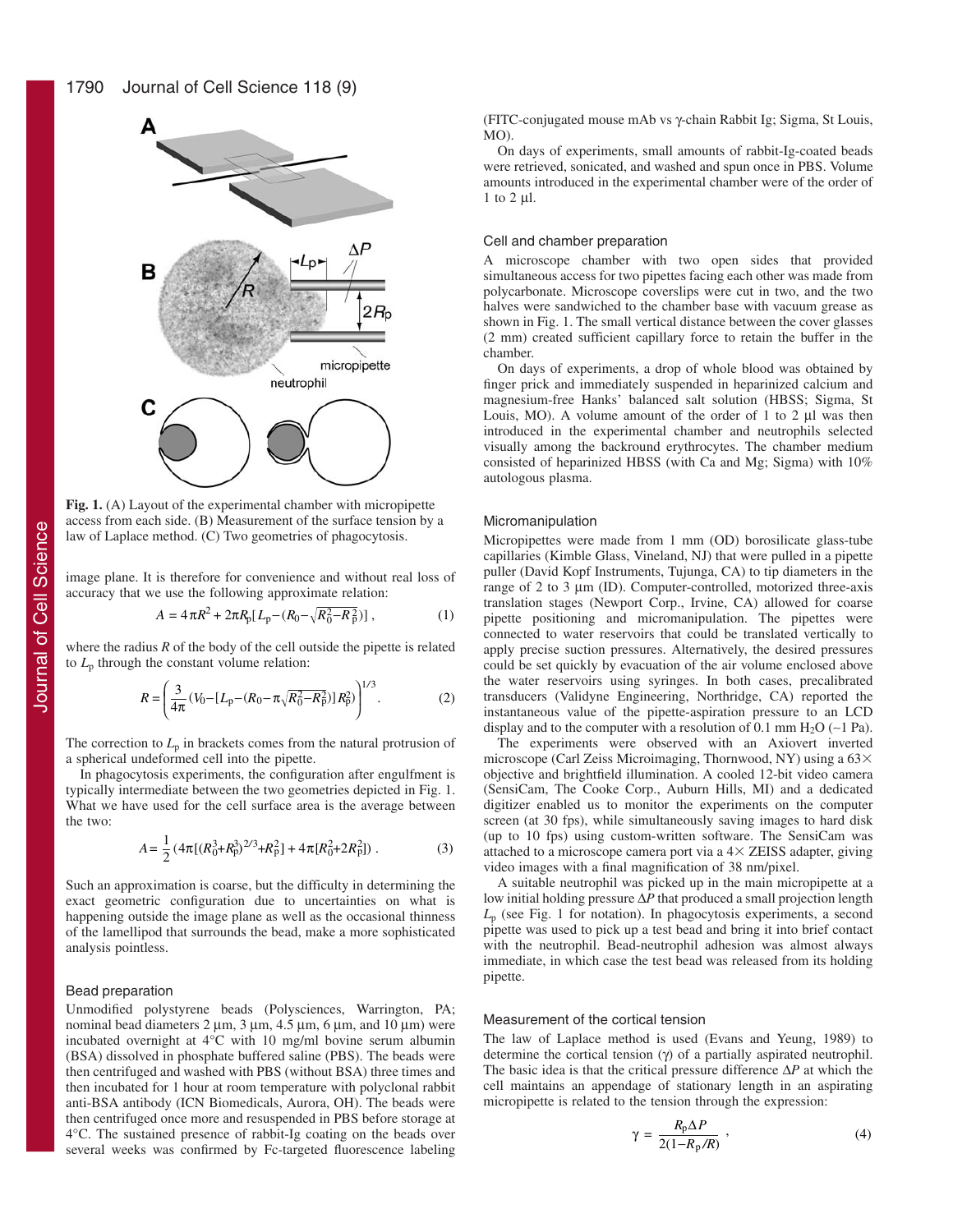**Fig. 1.** (A) Layout of the experimental chamber with micropipette access from each side. (B) Measurement of the surface tension by a law of Laplace method. (C) Two geometries of phagocytosis.

image plane. It is therefore for convenience and without real loss of accuracy that we use the following approximate relation:

$$A = 4\pi R^2 + 2\pi R_p[L_p - (R_0 - \sqrt{R_0^2 - R_p^2})] , \qquad (1)$$

where the radius $R$ of the body of the cell outside the pipette is related to $L_p$ through the constant volume relation:

$$R = \left( \frac{3}{4\pi} (V_0 - [L_p - (R_0 - \pi\sqrt{R_0^2 - R_p^2})] R_p^2) \right)^{1/3} . \qquad (2)$$

The correction to $L_p$ in brackets comes from the natural protrusion of a spherical undeformed cell into the pipette.

In phagocytosis experiments, the configuration after engulfment is typically intermediate between the two geometries depicted in Fig. 1. What we have used for the cell surface area is the average between the two:

$$A = \frac{1}{2}(4\pi[(R_0^3 + R_p^3)^{2/3} + R_p^2] + 4\pi[R_0^2 + 2R_p^2]) . \qquad (3)$$

Such an approximation is coarse, but the difficulty in determining the exact geometric configuration due to uncertainties on what is happening outside the image plane as well as the occasional thinness of the lamellipod that surrounds the bead, make a more sophisticated analysis pointless.

### Bead preparation

Unmodified polystyrene beads (Polysciences, Warrington, PA; nominal bead diameters 2 μm, 3 μm, 4.5 μm, 6 μm, and 10 μm) were incubated overnight at 4°C with 10 mg/ml bovine serum albumin (BSA) dissolved in phosphate buffered saline (PBS). The beads were then centrifuged and washed with PBS (without BSA) three times and then incubated for 1 hour at room temperature with polyclonal rabbit anti-BSA antibody (ICN Biomedicals, Aurora, OH). The beads were then centrifuged once more and resuspended in PBS before storage at 4°C. The sustained presence of rabbit-Ig coating on the beads over several weeks was confirmed by Fc-targeted fluorescence labeling (FITC-conjugated mouse mAb vs γ-chain Rabbit Ig; Sigma, St Louis, MO).

On days of experiments, small amounts of rabbit-Ig-coated beads were retrieved, sonicated, and washed and spun once in PBS. Volume amounts introduced in the experimental chamber were of the order of 1 to 2 μl.

### Cell and chamber preparation

A microscope chamber with two open sides that provided simultaneous access for two pipettes facing each other was made from polycarbonate. Microscope coverslips were cut in two, and the two halves were sandwiched to the chamber base with vacuum grease as shown in Fig. 1. The small vertical distance between the cover glasses (2 mm) created sufficient capillary force to retain the buffer in the chamber.

On days of experiments, a drop of whole blood was obtained by finger prick and immediately suspended in heparinized calcium and magnesium-free Hanks' balanced salt solution (HBSS; Sigma, St Louis, MO). A volume amount of the order of 1 to 2 μl was then introduced in the experimental chamber and neutrophils selected visually among the backround erythrocytes. The chamber medium consisted of heparinized HBSS (with Ca and Mg; Sigma) with 10% autologous plasma.

### Micromanipulation

Micropipettes were made from 1 mm (OD) borosilicate glass-tube capillaries (Kimble Glass, Vineland, NJ) that were pulled in a pipette puller (David Kopf Instruments, Tujunga, CA) to tip diameters in the range of 2 to 3 μm (ID). Computer-controlled, motorized three-axis translation stages (Newport Corp., Irvine, CA) allowed for coarse pipette positioning and micromanipulation. The pipettes were connected to water reservoirs that could be translated vertically to apply precise suction pressures. Alternatively, the desired pressures could be set quickly by evacuation of the air volume enclosed above the water reservoirs using syringes. In both cases, precalibrated transducers (Validyne Engineering, Northridge, CA) reported the instantaneous value of the pipette-aspiration pressure to an LCD display and to the computer with a resolution of 0.1 mm $H_2O$ (~1 Pa).

The experiments were observed with an Axiovert inverted microscope (Carl Zeiss Microimaging, Thornwood, NY) using a 63× objective and brightfield illumination. A cooled 12-bit video camera (SensiCam, The Cooke Corp., Auburn Hills, MI) and a dedicated digitizer enabled us to monitor the experiments on the computer screen (at 30 fps), while simultaneously saving images to hard disk (up to 10 fps) using custom-written software. The SensiCam was attached to a microscope camera port via a 4× ZEISS adapter, giving video images with a final magnification of 38 nm/pixel.

A suitable neutrophil was picked up in the main micropipette at a low initial holding pressure $\Delta P$ that produced a small projection length $L_p$ (see Fig. 1 for notation). In phagocytosis experiments, a second pipette was used to pick up a test bead and bring it into brief contact with the neutrophil. Bead-neutrophil adhesion was almost always immediate, in which case the test bead was released from its holding pipette.

### Measurement of the cortical tension

The law of Laplace method is used (Evans and Yeung, 1989) to determine the cortical tension (γ) of a partially aspirated neutrophil. The basic idea is that the critical pressure difference $\Delta P$ at which the cell maintains an appendage of stationary length in an aspirating micropipette is related to the tension through the expression:

$$\gamma = \frac{R_p \Delta P}{2(1 - R_p/R)} , \qquad (4)$$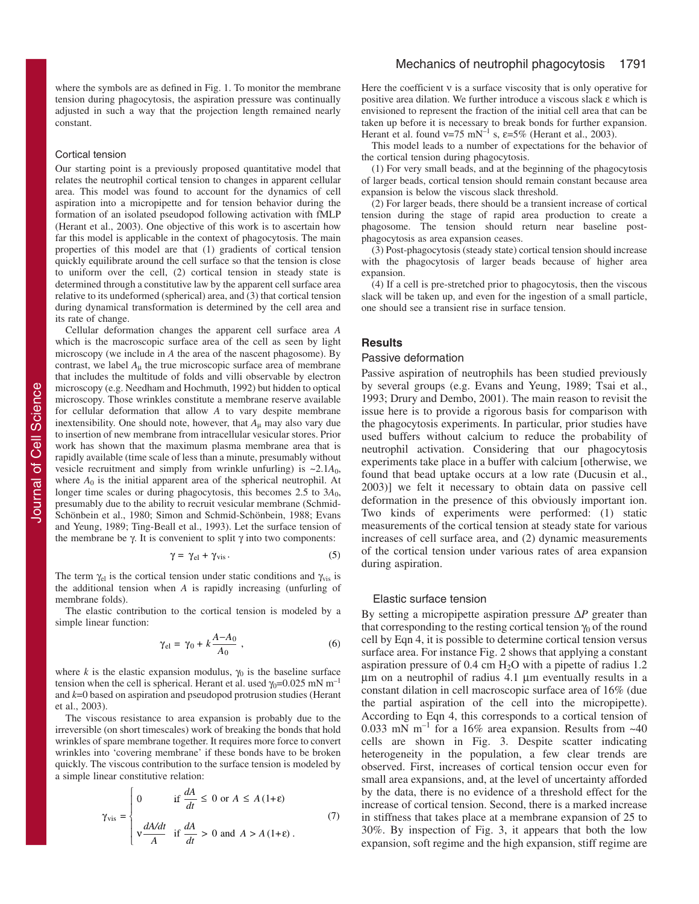where the symbols are as defined in Fig. 1. To monitor the membrane tension during phagocytosis, the aspiration pressure was continually adjusted in such a way that the projection length remained nearly constant.

### Cortical tension

Our starting point is a previously proposed quantitative model that relates the neutrophil cortical tension to changes in apparent cellular area. This model was found to account for the dynamics of cell aspiration into a micropipette and for tension behavior during the formation of an isolated pseudopod following activation with fMLP (Herant et al., 2003). One objective of this work is to ascertain how far this model is applicable in the context of phagocytosis. The main properties of this model are that (1) gradients of cortical tension quickly equilibrate around the cell surface so that the tension is close to uniform over the cell, (2) cortical tension in steady state is determined through a constitutive law by the apparent cell surface area relative to its undeformed (spherical) area, and (3) that cortical tension during dynamical transformation is determined by the cell area and its rate of change.

Cellular deformation changes the apparent cell surface area $A$ which is the macroscopic surface area of the cell as seen by light microscopy (we include in $A$ the area of the nascent phagosome). By contrast, we label $A_\mu$ the true microscopic surface area of membrane that includes the multitude of folds and villi observable by electron microscopy (e.g. Needham and Hochmuth, 1992) but hidden to optical microscopy. Those wrinkles constitute a membrane reserve available for cellular deformation that allow $A$ to vary despite membrane inextensibility. One should note, however, that $A_\mu$ may also vary due to insertion of new membrane from intracellular vesicular stores. Prior work has shown that the maximum plasma membrane area that is rapidly available (time scale of less than a minute, presumably without vesicle recruitment and simply from wrinkle unfurling) is ~$2.1A_0$, where $A_0$ is the initial apparent area of the spherical neutrophil. At longer time scales or during phagocytosis, this becomes 2.5 to $3A_0$, presumably due to the ability to recruit vesicular membrane (Schmid-Schönbein et al., 1980; Simon and Schmid-Schönbein, 1988; Evans and Yeung, 1989; Ting-Beall et al., 1993). Let the surface tension of the membrane be $\gamma$. It is convenient to split $\gamma$ into two components:

$$\gamma = \gamma_{el} + \gamma_{vis}\,. \tag{5}$$

The term $\gamma_{el}$ is the cortical tension under static conditions and $\gamma_{vis}$ is the additional tension when $A$ is rapidly increasing (unfurling of membrane folds).

The elastic contribution to the cortical tension is modeled by a simple linear function:

$$\gamma_{el} = \gamma_0 + k\frac{A-A_0}{A_0}\,, \tag{6}$$

where $k$ is the elastic expansion modulus, $\gamma_0$ is the baseline surface tension when the cell is spherical. Herant et al. used $\gamma_0$=0.025 mN m$^{-1}$ and $k$=0 based on aspiration and pseudopod protrusion studies (Herant et al., 2003).

The viscous resistance to area expansion is probably due to the irreversible (on short timescales) work of breaking the bonds that hold wrinkles of spare membrane together. It requires more force to convert wrinkles into 'covering membrane' if these bonds have to be broken quickly. The viscous contribution to the surface tension is modeled by a simple linear constitutive relation:

$$\gamma_{vis} = \begin{cases} 0 & \text{if } \dfrac{dA}{dt} \leq 0 \text{ or } A \leq A(1+\varepsilon) \\[2ex] \nu\dfrac{dA/dt}{A} & \text{if } \dfrac{dA}{dt} > 0 \text{ and } A > A(1+\varepsilon)\,. \end{cases} \tag{7}$$

Here the coefficient $\nu$ is a surface viscosity that is only operative for positive area dilation. We further introduce a viscous slack $\varepsilon$ which is envisioned to represent the fraction of the initial cell area that can be taken up before it is necessary to break bonds for further expansion. Herant et al. found $\nu$=75 mN$^{-1}$ s, $\varepsilon$=5% (Herant et al., 2003).

This model leads to a number of expectations for the behavior of the cortical tension during phagocytosis.

(1) For very small beads, and at the beginning of the phagocytosis of larger beads, cortical tension should remain constant because area expansion is below the viscous slack threshold.

(2) For larger beads, there should be a transient increase of cortical tension during the stage of rapid area production to create a phagosome. The tension should return near baseline post-phagocytosis as area expansion ceases.

(3) Post-phagocytosis (steady state) cortical tension should increase with the phagocytosis of larger beads because of higher area expansion.

(4) If a cell is pre-stretched prior to phagocytosis, then the viscous slack will be taken up, and even for the ingestion of a small particle, one should see a transient rise in surface tension.

## Results

### Passive deformation

Passive aspiration of neutrophils has been studied previously by several groups (e.g. Evans and Yeung, 1989; Tsai et al., 1993; Drury and Dembo, 2001). The main reason to revisit the issue here is to provide a rigorous basis for comparison with the phagocytosis experiments. In particular, prior studies have used buffers without calcium to reduce the probability of neutrophil activation. Considering that our phagocytosis experiments take place in a buffer with calcium [otherwise, we found that bead uptake occurs at a low rate (Ducusin et al., 2003)] we felt it necessary to obtain data on passive cell deformation in the presence of this obviously important ion. Two kinds of experiments were performed: (1) static measurements of the cortical tension at steady state for various increases of cell surface area, and (2) dynamic measurements of the cortical tension under various rates of area expansion during aspiration.

#### Elastic surface tension

By setting a micropipette aspiration pressure $\Delta P$ greater than that corresponding to the resting cortical tension $\gamma_0$ of the round cell by Eqn 4, it is possible to determine cortical tension versus surface area. For instance Fig. 2 shows that applying a constant aspiration pressure of 0.4 cm $H_2O$ with a pipette of radius 1.2 μm on a neutrophil of radius 4.1 μm eventually results in a constant dilation in cell macroscopic surface area of 16% (due the partial aspiration of the cell into the micropipette). According to Eqn 4, this corresponds to a cortical tension of 0.033 mN m$^{-1}$ for a 16% area expansion. Results from ~40 cells are shown in Fig. 3. Despite scatter indicating heterogeneity in the population, a few clear trends are observed. First, increases of cortical tension occur even for small area expansions, and, at the level of uncertainty afforded by the data, there is no evidence of a threshold effect for the increase of cortical tension. Second, there is a marked increase in stiffness that takes place at a membrane expansion of 25 to 30%. By inspection of Fig. 3, it appears that both the low expansion, soft regime and the high expansion, stiff regime are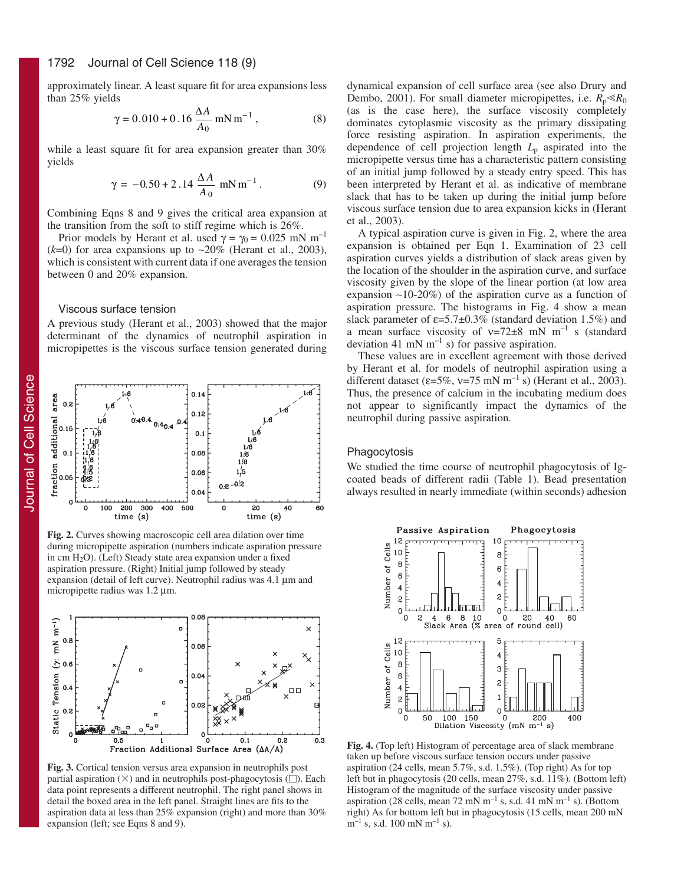approximately linear. A least square fit for area expansions less than 25% yields

$$\gamma = 0.010 + 0.16\,\frac{\Delta A}{A_0}\ \text{mN m}^{-1}\,, \tag{8}$$

while a least square fit for area expansion greater than 30% yields

$$\gamma = -0.50 + 2.14\,\frac{\Delta A}{A_0}\ \text{mN m}^{-1}\,. \tag{9}$$

Combining Eqns 8 and 9 gives the critical area expansion at the transition from the soft to stiff regime which is 26%.

Prior models by Herant et al. used $\gamma = \gamma_0 = 0.025$ mN m$^{-1}$ ($k$=0) for area expansions up to ~20% (Herant et al., 2003), which is consistent with current data if one averages the tension between 0 and 20% expansion.

### Viscous surface tension

A previous study (Herant et al., 2003) showed that the major determinant of the dynamics of neutrophil aspiration in micropipettes is the viscous surface tension generated during dynamical expansion of cell surface area (see also Drury and Dembo, 2001). For small diameter micropipettes, i.e. $R_p \ll R_0$ (as is the case here), the surface viscosity completely dominates cytoplasmic viscosity as the primary dissipating force resisting aspiration. In aspiration experiments, the dependence of cell projection length $L_p$ aspirated into the micropipette versus time has a characteristic pattern consisting of an initial jump followed by a steady entry speed. This has been interpreted by Herant et al. as indicative of membrane slack that has to be taken up during the initial jump before viscous surface tension due to area expansion kicks in (Herant et al., 2003).

A typical aspiration curve is given in Fig. 2, where the area expansion is obtained per Eqn 1. Examination of 23 cell aspiration curves yields a distribution of slack areas given by the location of the shoulder in the aspiration curve, and surface viscosity given by the slope of the linear portion (at low area expansion ~10-20%) of the aspiration curve as a function of aspiration pressure. The histograms in Fig. 4 show a mean slack parameter of $\varepsilon$=5.7±0.3% (standard deviation 1.5%) and a mean surface viscosity of $\nu$=72±8 mN m$^{-1}$ s (standard deviation 41 mN m$^{-1}$ s) for passive aspiration.

These values are in excellent agreement with those derived by Herant et al. for models of neutrophil aspiration using a different dataset ($\varepsilon$=5%, $\nu$=75 mN m$^{-1}$ s) (Herant et al., 2003). Thus, the presence of calcium in the incubating medium does not appear to significantly impact the dynamics of the neutrophil during passive aspiration.

**Fig. 2.** Curves showing macroscopic cell area dilation over time during micropipette aspiration (numbers indicate aspiration pressure in cm $H_2O$). (Left) Steady state area expansion under a fixed aspiration pressure. (Right) Initial jump followed by steady expansion (detail of left curve). Neutrophil radius was 4.1 µm and micropipette radius was 1.2 µm.

**Fig. 3.** Cortical tension versus area expansion in neutrophils post partial aspiration (×) and in neutrophils post-phagocytosis (□). Each data point represents a different neutrophil. The right panel shows in detail the boxed area in the left panel. Straight lines are fits to the aspiration data at less than 25% expansion (right) and more than 30% expansion (left; see Eqns 8 and 9).

### Phagocytosis

We studied the time course of neutrophil phagocytosis of Ig-coated beads of different radii (Table 1). Bead presentation always resulted in nearly immediate (within seconds) adhesion

**Fig. 4.** (Top left) Histogram of percentage area of slack membrane taken up before viscous surface tension occurs under passive aspiration (24 cells, mean 5.7%, s.d. 1.5%). (Top right) As for top left but in phagocytosis (20 cells, mean 27%, s.d. 11%). (Bottom left) Histogram of the magnitude of the surface viscosity under passive aspiration (28 cells, mean 72 mN m$^{-1}$ s, s.d. 41 mN m$^{-1}$ s). (Bottom right) As for bottom left but in phagocytosis (15 cells, mean 200 mN m$^{-1}$ s, s.d. 100 mN m$^{-1}$ s).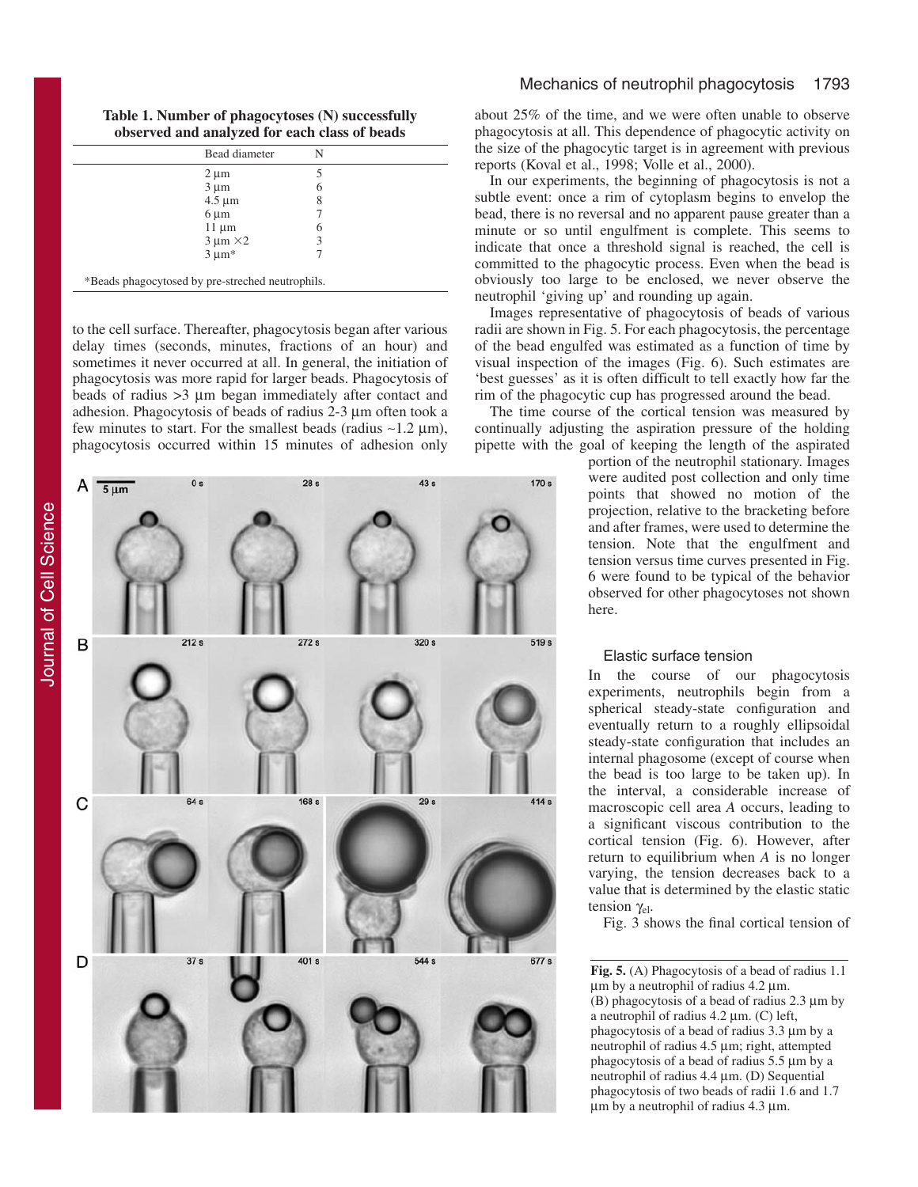**Table 1. Number of phagocytoses (N) successfully observed and analyzed for each class of beads**

| Bead diameter | N |
|---|---|
| 2 µm | 5 |
| 3 µm | 6 |
| 4.5 µm | 8 |
| 6 µm | 7 |
| 11 µm | 6 |
| 3 µm ×2 | 3 |
| 3 µm* | 7 |

*Beads phagocytosed by pre-streched neutrophils.

to the cell surface. Thereafter, phagocytosis began after various delay times (seconds, minutes, fractions of an hour) and sometimes it never occurred at all. In general, the initiation of phagocytosis was more rapid for larger beads. Phagocytosis of beads of radius >3 µm began immediately after contact and adhesion. Phagocytosis of beads of radius 2-3 µm often took a few minutes to start. For the smallest beads (radius ~1.2 µm), phagocytosis occurred within 15 minutes of adhesion only about 25% of the time, and we were often unable to observe phagocytosis at all. This dependence of phagocytic activity on the size of the phagocytic target is in agreement with previous reports (Koval et al., 1998; Volle et al., 2000).

In our experiments, the beginning of phagocytosis is not a subtle event: once a rim of cytoplasm begins to envelop the bead, there is no reversal and no apparent pause greater than a minute or so until engulfment is complete. This seems to indicate that once a threshold signal is reached, the cell is committed to the phagocytic process. Even when the bead is obviously too large to be enclosed, we never observe the neutrophil 'giving up' and rounding up again.

Images representative of phagocytosis of beads of various radii are shown in Fig. 5. For each phagocytosis, the percentage of the bead engulfed was estimated as a function of time by visual inspection of the images (Fig. 6). Such estimates are 'best guesses' as it is often difficult to tell exactly how far the rim of the phagocytic cup has progressed around the bead.

The time course of the cortical tension was measured by continually adjusting the aspiration pressure of the holding pipette with the goal of keeping the length of the aspirated portion of the neutrophil stationary. Images were audited post collection and only time points that showed no motion of the projection, relative to the bracketing before and after frames, were used to determine the tension. Note that the engulfment and tension versus time curves presented in Fig. 6 were found to be typical of the behavior observed for other phagocytoses not shown here.

**Fig. 5.** (A) Phagocytosis of a bead of radius 1.1 µm by a neutrophil of radius 4.2 µm. (B) phagocytosis of a bead of radius 2.3 µm by a neutrophil of radius 4.2 µm. (C) left, phagocytosis of a bead of radius 3.3 µm by a neutrophil of radius 4.5 µm; right, attempted phagocytosis of a bead of radius 5.5 µm by a neutrophil of radius 4.4 µm. (D) Sequential phagocytosis of two beads of radii 1.6 and 1.7 µm by a neutrophil of radius 4.3 µm.

### Elastic surface tension

In the course of our phagocytosis experiments, neutrophils begin from a spherical steady-state configuration and eventually return to a roughly ellipsoidal steady-state configuration that includes an internal phagosome (except of course when the bead is too large to be taken up). In the interval, a considerable increase of macroscopic cell area $A$ occurs, leading to a significant viscous contribution to the cortical tension (Fig. 6). However, after return to equilibrium when $A$ is no longer varying, the tension decreases back to a value that is determined by the elastic static tension $\gamma_{el}$.

Fig. 3 shows the final cortical tension of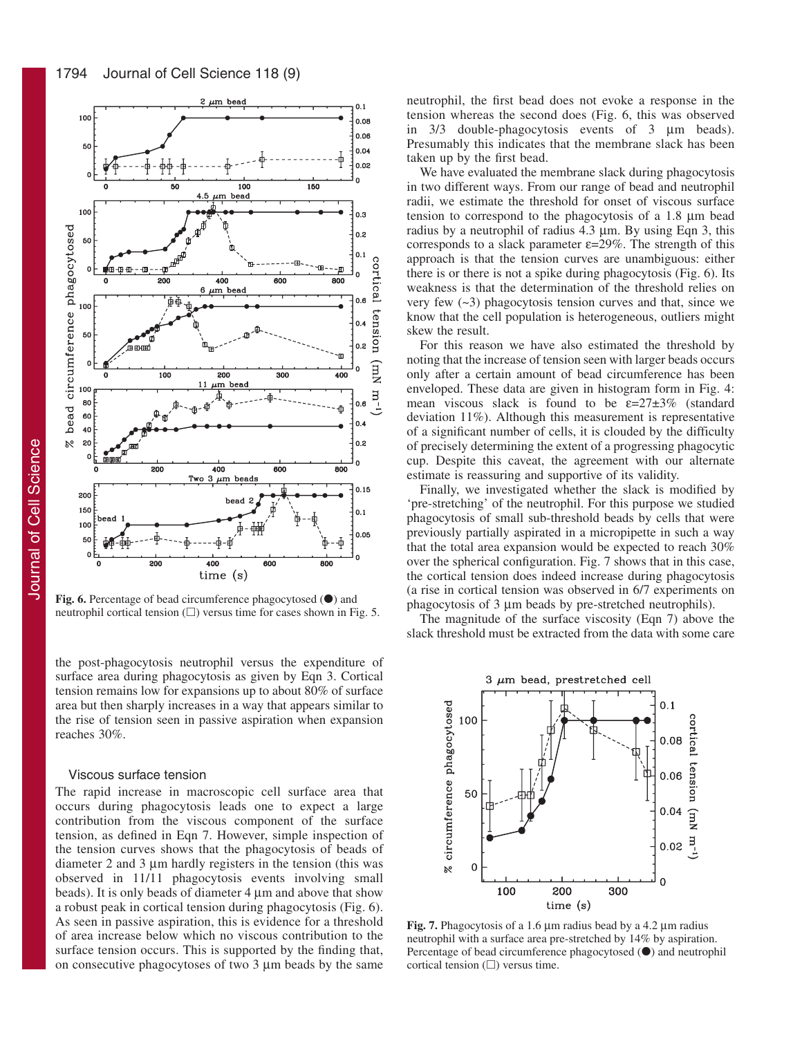Fig. 6. Percentage of bead circumference phagocytosed (●) and neutrophil cortical tension (□) versus time for cases shown in Fig. 5.

the post-phagocytosis neutrophil versus the expenditure of surface area during phagocytosis as given by Eqn 3. Cortical tension remains low for expansions up to about 80% of surface area but then sharply increases in a way that appears similar to the rise of tension seen in passive aspiration when expansion reaches 30%.

### Viscous surface tension

The rapid increase in macroscopic cell surface area that occurs during phagocytosis leads one to expect a large contribution from the viscous component of the surface tension, as defined in Eqn 7. However, simple inspection of the tension curves shows that the phagocytosis of beads of diameter 2 and 3 μm hardly registers in the tension (this was observed in 11/11 phagocytosis events involving small beads). It is only beads of diameter 4 μm and above that show a robust peak in cortical tension during phagocytosis (Fig. 6). As seen in passive aspiration, this is evidence for a threshold of area increase below which no viscous contribution to the surface tension occurs. This is supported by the finding that, on consecutive phagocytoses of two 3 μm beads by the same neutrophil, the first bead does not evoke a response in the tension whereas the second does (Fig. 6, this was observed in 3/3 double-phagocytosis events of 3 μm beads). Presumably this indicates that the membrane slack has been taken up by the first bead.

We have evaluated the membrane slack during phagocytosis in two different ways. From our range of bead and neutrophil radii, we estimate the threshold for onset of viscous surface tension to correspond to the phagocytosis of a 1.8 μm bead radius by a neutrophil of radius 4.3 μm. By using Eqn 3, this corresponds to a slack parameter $\varepsilon$=29%. The strength of this approach is that the tension curves are unambiguous: either there is or there is not a spike during phagocytosis (Fig. 6). Its weakness is that the determination of the threshold relies on very few (~3) phagocytosis tension curves and that, since we know that the cell population is heterogeneous, outliers might skew the result.

For this reason we have also estimated the threshold by noting that the increase of tension seen with larger beads occurs only after a certain amount of bead circumference has been enveloped. These data are given in histogram form in Fig. 4: mean viscous slack is found to be $\varepsilon$=27±3% (standard deviation 11%). Although this measurement is representative of a significant number of cells, it is clouded by the difficulty of precisely determining the extent of a progressing phagocytic cup. Despite this caveat, the agreement with our alternate estimate is reassuring and supportive of its validity.

Finally, we investigated whether the slack is modified by 'pre-stretching' of the neutrophil. For this purpose we studied phagocytosis of small sub-threshold beads by cells that were previously partially aspirated in a micropipette in such a way that the total area expansion would be expected to reach 30% over the spherical configuration. Fig. 7 shows that in this case, the cortical tension does indeed increase during phagocytosis (a rise in cortical tension was observed in 6/7 experiments on phagocytosis of 3 μm beads by pre-stretched neutrophils).

The magnitude of the surface viscosity (Eqn 7) above the slack threshold must be extracted from the data with some care

Fig. 7. Phagocytosis of a 1.6 μm radius bead by a 4.2 μm radius neutrophil with a surface area pre-stretched by 14% by aspiration. Percentage of bead circumference phagocytosed (●) and neutrophil cortical tension (□) versus time.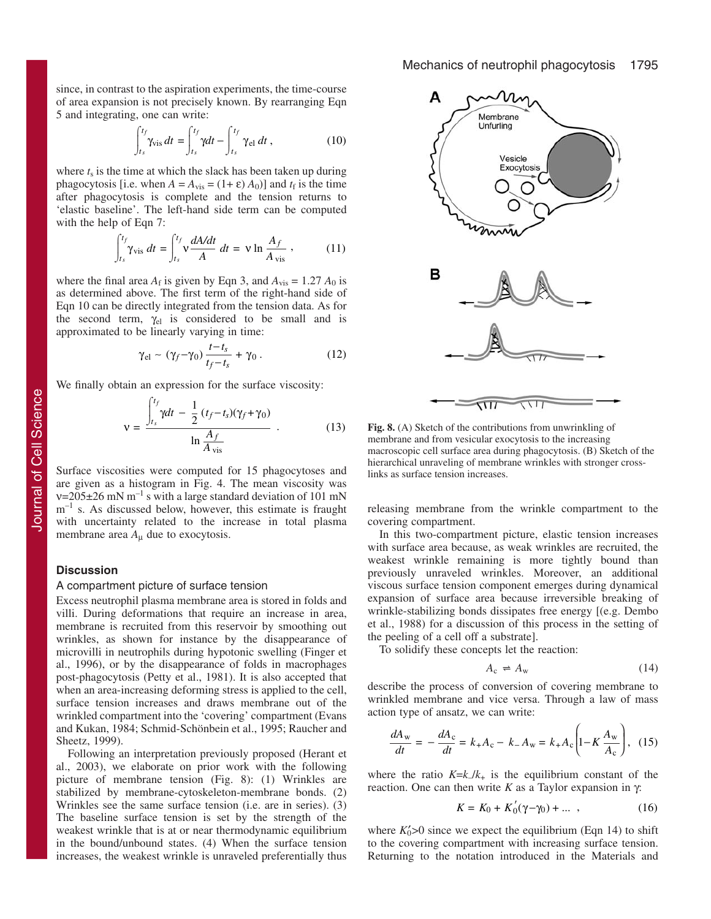since, in contrast to the aspiration experiments, the time-course of area expansion is not precisely known. By rearranging Eqn 5 and integrating, one can write:

$$\int_{t_s}^{t_f} \gamma_{\rm vis}\, dt = \int_{t_s}^{t_f} \gamma dt - \int_{t_s}^{t_f} \gamma_{\rm el}\, dt\,, \tag{10}$$

where $t_s$ is the time at which the slack has been taken up during phagocytosis [i.e. when $A = A_{\rm vis} = (1+\varepsilon)\,A_0$)] and $t_f$ is the time after phagocytosis is complete and the tension returns to 'elastic baseline'. The left-hand side term can be computed with the help of Eqn 7:

$$\int_{t_s}^{t_f} \gamma_{\rm vis}\, dt = \int_{t_s}^{t_f} \nu \frac{dA/dt}{A}\, dt = \nu \ln \frac{A_f}{A_{\rm vis}}\,, \tag{11}$$

where the final area $A_f$ is given by Eqn 3, and $A_{\rm vis} = 1.27\,A_0$ is as determined above. The first term of the right-hand side of Eqn 10 can be directly integrated from the tension data. As for the second term, $\gamma_{\rm el}$ is considered to be small and is approximated to be linearly varying in time:

$$\gamma_{\rm el} \sim (\gamma_f - \gamma_0)\,\frac{t - t_s}{t_f - t_s} + \gamma_0\,. \tag{12}$$

We finally obtain an expression for the surface viscosity:

$$\nu = \frac{\displaystyle\int_{t_s}^{t_f} \gamma dt\; - \;\frac{1}{2}\,(t_f - t_s)(\gamma_f + \gamma_0)}{\ln \dfrac{A_f}{A_{\rm vis}}}\,. \tag{13}$$

Surface viscosities were computed for 15 phagocytoses and are given as a histogram in Fig. 4. The mean viscosity was $\nu$=205±26 mN $m^{-1}$ s with a large standard deviation of 101 mN $m^{-1}$ s. As discussed below, however, this estimate is fraught with uncertainty related to the increase in total plasma membrane area $A_\mu$ due to exocytosis.

## Discussion

### A compartment picture of surface tension

Excess neutrophil plasma membrane area is stored in folds and villi. During deformations that require an increase in area, membrane is recruited from this reservoir by smoothing out wrinkles, as shown for instance by the disappearance of microvilli in neutrophils during hypotonic swelling (Finger et al., 1996), or by the disappearance of folds in macrophages post-phagocytosis (Petty et al., 1981). It is also accepted that when an area-increasing deforming stress is applied to the cell, surface tension increases and draws membrane out of the wrinkled compartment into the 'covering' compartment (Evans and Kukan, 1984; Schmid-Schönbein et al., 1995; Raucher and Sheetz, 1999).

Following an interpretation previously proposed (Herant et al., 2003), we elaborate on prior work with the following picture of membrane tension (Fig. 8): (1) Wrinkles are stabilized by membrane-cytoskeleton-membrane bonds. (2) Wrinkles see the same surface tension (i.e. are in series). (3) The baseline surface tension is set by the strength of the weakest wrinkle that is at or near thermodynamic equilibrium in the bound/unbound states. (4) When the surface tension increases, the weakest wrinkle is unraveled preferentially thus releasing membrane from the wrinkle compartment to the covering compartment.

**Fig. 8.** (A) Sketch of the contributions from unwrinkling of membrane and from vesicular exocytosis to the increasing macroscopic cell surface area during phagocytosis. (B) Sketch of the hierarchical unraveling of membrane wrinkles with stronger cross-links as surface tension increases.

In this two-compartment picture, elastic tension increases with surface area because, as weak wrinkles are recruited, the weakest wrinkle remaining is more tightly bound than previously unraveled wrinkles. Moreover, an additional viscous surface tension component emerges during dynamical expansion of surface area because irreversible breaking of wrinkle-stabilizing bonds dissipates free energy [(e.g. Dembo et al., 1988) for a discussion of this process in the setting of the peeling of a cell off a substrate].

To solidify these concepts let the reaction:

$$A_{\rm c} \rightleftharpoons A_{\rm w} \tag{14}$$

describe the process of conversion of covering membrane to wrinkled membrane and vice versa. Through a law of mass action type of ansatz, we can write:

$$\frac{dA_{\rm w}}{dt} = -\frac{dA_{\rm c}}{dt} = k_+ A_{\rm c} - k_- A_{\rm w} = k_+ A_{\rm c}\left(1 - K\,\frac{A_{\rm w}}{A_{\rm c}}\right), \tag{15}$$

where the ratio $K$=$k_-/k_+$ is the equilibrium constant of the reaction. One can then write $K$ as a Taylor expansion in $\gamma$:

$$K = K_0 + K_0'(\gamma - \gamma_0) + \ldots\ , \tag{16}$$

where $K_0'$>0 since we expect the equilibrium (Eqn 14) to shift to the covering compartment with increasing surface tension. Returning to the notation introduced in the Materials and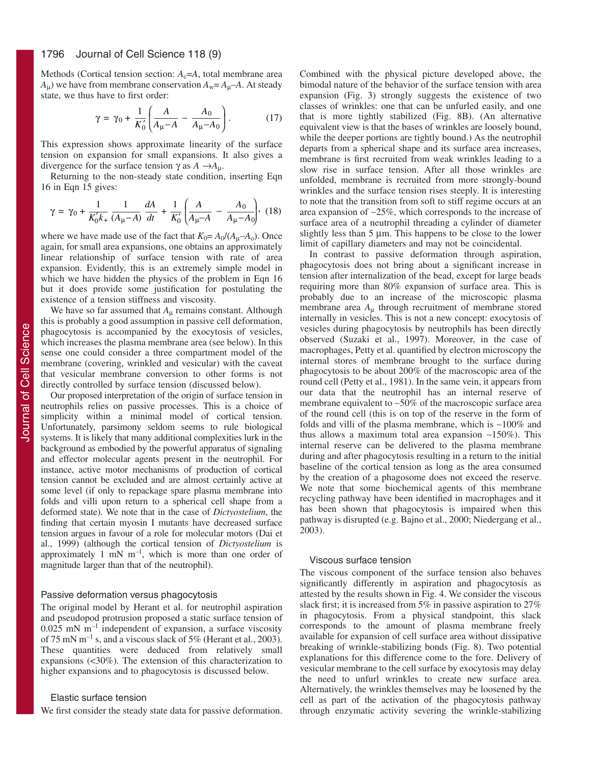Methods (Cortical tension section: $A_c$=$A$, total membrane area $A_\mu$) we have from membrane conservation $A_w$= $A_\mu$–$A$. At steady state, we thus have to first order:

$$\gamma = \gamma_0 + \frac{1}{K_0'}\left(\frac{A}{A_\mu - A} - \frac{A_0}{A_\mu - A_0}\right). \quad (17)$$

This expression shows approximate linearity of the surface tension on expansion for small expansions. It also gives a divergence for the surface tension $\gamma$ as $A \rightarrow A_\mu$.

Returning to the non-steady state condition, inserting Eqn 16 in Eqn 15 gives:

$$\gamma = \gamma_0 + \frac{1}{K_0' k_+}\frac{1}{(A_\mu - A)}\frac{dA}{dt} + \frac{1}{K_0'}\left(\frac{A}{A_\mu - A} - \frac{A_0}{A_\mu - A_0}\right), \quad (18)$$

where we have made use of the fact that $K_0$= $A_0/(A_\mu–A_o)$. Once again, for small area expansions, one obtains an approximately linear relationship of surface tension with rate of area expansion. Evidently, this is an extremely simple model in which we have hidden the physics of the problem in Eqn 16 but it does provide some justification for postulating the existence of a tension stiffness and viscosity.

We have so far assumed that $A_\mu$ remains constant. Although this is probably a good assumption in passive cell deformation, phagocytosis is accompanied by the exocytosis of vesicles, which increases the plasma membrane area (see below). In this sense one could consider a three compartment model of the membrane (covering, wrinkled and vesicular) with the caveat that vesicular membrane conversion to other forms is not directly controlled by surface tension (discussed below).

Our proposed interpretation of the origin of surface tension in neutrophils relies on passive processes. This is a choice of simplicity within a minimal model of cortical tension. Unfortunately, parsimony seldom seems to rule biological systems. It is likely that many additional complexities lurk in the background as embodied by the powerful apparatus of signaling and effector molecular agents present in the neutrophil. For instance, active motor mechanisms of production of cortical tension cannot be excluded and are almost certainly active at some level (if only to repackage spare plasma membrane into folds and villi upon return to a spherical cell shape from a deformed state). We note that in the case of *Dictyostelium*, the finding that certain myosin I mutants have decreased surface tension argues in favour of a role for molecular motors (Dai et al., 1999) (although the cortical tension of *Dictyostelium* is approximately 1 mN m$^{-1}$, which is more than one order of magnitude larger than that of the neutrophil).

### Passive deformation versus phagocytosis

The original model by Herant et al. for neutrophil aspiration and pseudopod protrusion proposed a static surface tension of 0.025 mN m$^{-1}$ independent of expansion, a surface viscosity of 75 mN m$^{-1}$ s, and a viscous slack of 5% (Herant et al., 2003). These quantities were deduced from relatively small expansions (<30%). The extension of this characterization to higher expansions and to phagocytosis is discussed below.

#### Elastic surface tension

We first consider the steady state data for passive deformation. Combined with the physical picture developed above, the bimodal nature of the behavior of the surface tension with area expansion (Fig. 3) strongly suggests the existence of two classes of wrinkles: one that can be unfurled easily, and one that is more tightly stabilized (Fig. 8B). (An alternative equivalent view is that the bases of wrinkles are loosely bound, while the deeper portions are tightly bound.) As the neutrophil departs from a spherical shape and its surface area increases, membrane is first recruited from weak wrinkles leading to a slow rise in surface tension. After all those wrinkles are unfolded, membrane is recruited from more strongly-bound wrinkles and the surface tension rises steeply. It is interesting to note that the transition from soft to stiff regime occurs at an area expansion of ~25%, which corresponds to the increase of surface area of a neutrophil threading a cylinder of diameter slightly less than 5 µm. This happens to be close to the lower limit of capillary diameters and may not be coincidental.

In contrast to passive deformation through aspiration, phagocytosis does not bring about a significant increase in tension after internalization of the bead, except for large beads requiring more than 80% expansion of surface area. This is probably due to an increase of the microscopic plasma membrane area $A_\mu$ through recruitment of membrane stored internally in vesicles. This is not a new concept: exocytosis of vesicles during phagocytosis by neutrophils has been directly observed (Suzaki et al., 1997). Moreover, in the case of macrophages, Petty et al. quantified by electron microscopy the internal stores of membrane brought to the surface during phagocytosis to be about 200% of the macroscopic area of the round cell (Petty et al., 1981). In the same vein, it appears from our data that the neutrophil has an internal reserve of membrane equivalent to ~50% of the macroscopic surface area of the round cell (this is on top of the reserve in the form of folds and villi of the plasma membrane, which is ~100% and thus allows a maximum total area expansion ~150%). This internal reserve can be delivered to the plasma membrane during and after phagocytosis resulting in a return to the initial baseline of the cortical tension as long as the area consumed by the creation of a phagosome does not exceed the reserve. We note that some biochemical agents of this membrane recycling pathway have been identified in macrophages and it has been shown that phagocytosis is impaired when this pathway is disrupted (e.g. Bajno et al., 2000; Niedergang et al., 2003).

#### Viscous surface tension

The viscous component of the surface tension also behaves significantly differently in aspiration and phagocytosis as attested by the results shown in Fig. 4. We consider the viscous slack first; it is increased from 5% in passive aspiration to 27% in phagocytosis. From a physical standpoint, this slack corresponds to the amount of plasma membrane freely available for expansion of cell surface area without dissipative breaking of wrinkle-stabilizing bonds (Fig. 8). Two potential explanations for this difference come to the fore. Delivery of vesicular membrane to the cell surface by exocytosis may delay the need to unfurl wrinkles to create new surface area. Alternatively, the wrinkles themselves may be loosened by the cell as part of the activation of the phagocytosis pathway through enzymatic activity severing the wrinkle-stabilizing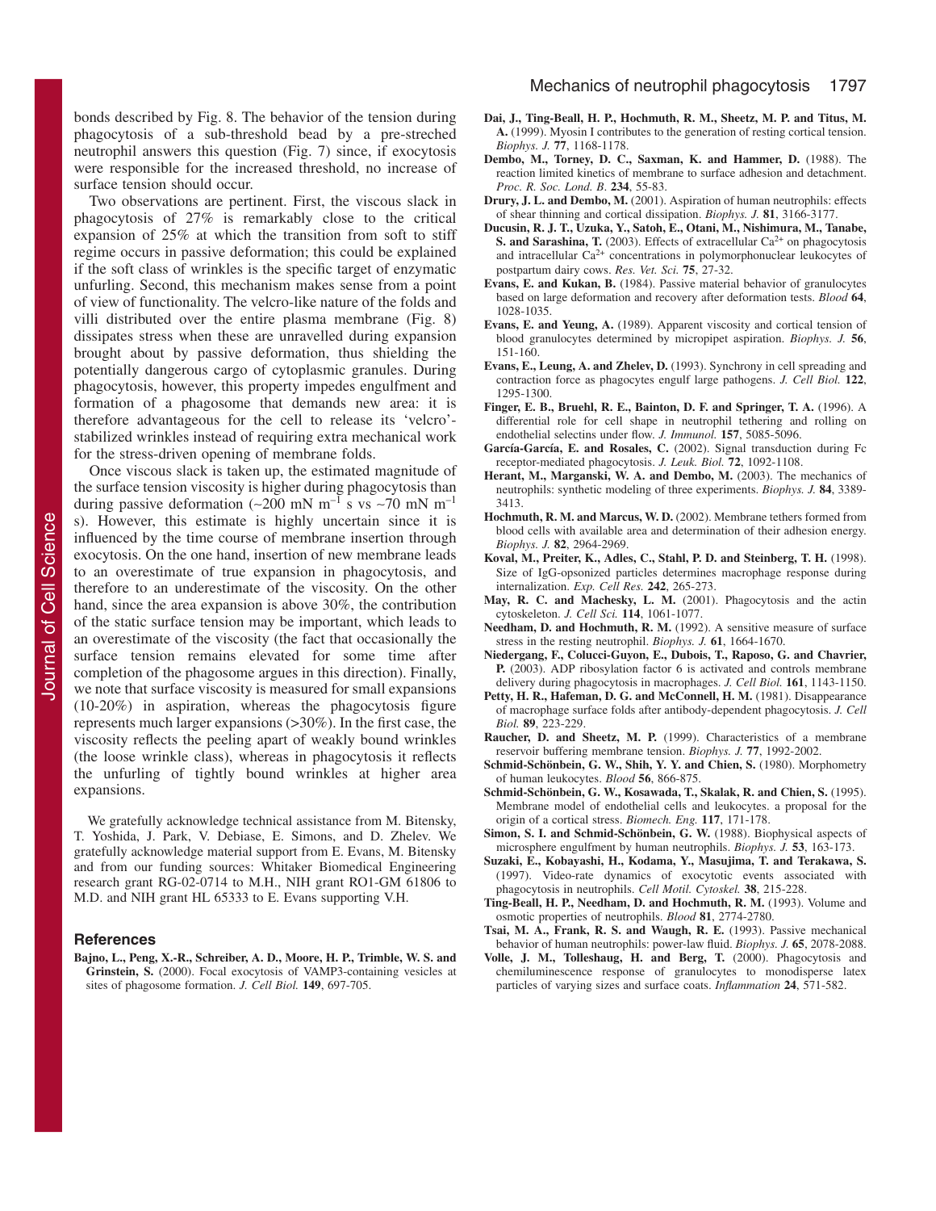bonds described by Fig. 8. The behavior of the tension during phagocytosis of a sub-threshold bead by a pre-streched neutrophil answers this question (Fig. 7) since, if exocytosis were responsible for the increased threshold, no increase of surface tension should occur.

Two observations are pertinent. First, the viscous slack in phagocytosis of 27% is remarkably close to the critical expansion of 25% at which the transition from soft to stiff regime occurs in passive deformation; this could be explained if the soft class of wrinkles is the specific target of enzymatic unfurling. Second, this mechanism makes sense from a point of view of functionality. The velcro-like nature of the folds and villi distributed over the entire plasma membrane (Fig. 8) dissipates stress when these are unravelled during expansion brought about by passive deformation, thus shielding the potentially dangerous cargo of cytoplasmic granules. During phagocytosis, however, this property impedes engulfment and formation of a phagosome that demands new area: it is therefore advantageous for the cell to release its 'velcro'-stabilized wrinkles instead of requiring extra mechanical work for the stress-driven opening of membrane folds.

Once viscous slack is taken up, the estimated magnitude of the surface tension viscosity is higher during phagocytosis than during passive deformation (~200 mN $m^{-1}$ s vs ~70 mN $m^{-1}$ s). However, this estimate is highly uncertain since it is influenced by the time course of membrane insertion through exocytosis. On the one hand, insertion of new membrane leads to an overestimate of true expansion in phagocytosis, and therefore to an underestimate of the viscosity. On the other hand, since the area expansion is above 30%, the contribution of the static surface tension may be important, which leads to an overestimate of the viscosity (the fact that occasionally the surface tension remains elevated for some time after completion of the phagosome argues in this direction). Finally, we note that surface viscosity is measured for small expansions (10-20%) in aspiration, whereas the phagocytosis figure represents much larger expansions (>30%). In the first case, the viscosity reflects the peeling apart of weakly bound wrinkles (the loose wrinkle class), whereas in phagocytosis it reflects the unfurling of tightly bound wrinkles at higher area expansions.

We gratefully acknowledge technical assistance from M. Bitensky, T. Yoshida, J. Park, V. Debiase, E. Simons, and D. Zhelev. We gratefully acknowledge material support from E. Evans, M. Bitensky and from our funding sources: Whitaker Biomedical Engineering research grant RG-02-0714 to M.H., NIH grant RO1-GM 61806 to M.D. and NIH grant HL 65333 to E. Evans supporting V.H.

## References

**Bajno, L., Peng, X.-R., Schreiber, A. D., Moore, H. P., Trimble, W. S. and Grinstein, S.** (2000). Focal exocytosis of VAMP3-containing vesicles at sites of phagosome formation. *J. Cell Biol.* **149**, 697-705.

**Dai, J., Ting-Beall, H. P., Hochmuth, R. M., Sheetz, M. P. and Titus, M. A.** (1999). Myosin I contributes to the generation of resting cortical tension. *Biophys. J.* **77**, 1168-1178.

**Dembo, M., Torney, D. C., Saxman, K. and Hammer, D.** (1988). The reaction limited kinetics of membrane to surface adhesion and detachment. *Proc. R. Soc. Lond. B*. **234**, 55-83.

**Drury, J. L. and Dembo, M.** (2001). Aspiration of human neutrophils: effects of shear thinning and cortical dissipation. *Biophys. J.* **81**, 3166-3177.

**Ducusin, R. J. T., Uzuka, Y., Satoh, E., Otani, M., Nishimura, M., Tanabe, S. and Sarashina, T.** (2003). Effects of extracellular $Ca^{2+}$ on phagocytosis and intracellular $Ca^{2+}$ concentrations in polymorphonuclear leukocytes of postpartum dairy cows. *Res. Vet. Sci.* **75**, 27-32.

**Evans, E. and Kukan, B.** (1984). Passive material behavior of granulocytes based on large deformation and recovery after deformation tests. *Blood* **64**, 1028-1035.

**Evans, E. and Yeung, A.** (1989). Apparent viscosity and cortical tension of blood granulocytes determined by micropipet aspiration. *Biophys. J.* **56**, 151-160.

**Evans, E., Leung, A. and Zhelev, D.** (1993). Synchrony in cell spreading and contraction force as phagocytes engulf large pathogens. *J. Cell Biol.* **122**, 1295-1300.

**Finger, E. B., Bruehl, R. E., Bainton, D. F. and Springer, T. A.** (1996). A differential role for cell shape in neutrophil tethering and rolling on endothelial selectins under flow. *J. Immunol.* **157**, 5085-5096.

**García-García, E. and Rosales, C.** (2002). Signal transduction during Fc receptor-mediated phagocytosis. *J. Leuk. Biol.* **72**, 1092-1108.

**Herant, M., Marganski, W. A. and Dembo, M.** (2003). The mechanics of neutrophils: synthetic modeling of three experiments. *Biophys. J.* **84**, 3389-3413.

**Hochmuth, R. M. and Marcus, W. D.** (2002). Membrane tethers formed from blood cells with available area and determination of their adhesion energy. *Biophys. J.* **82**, 2964-2969.

**Koval, M., Preiter, K., Adles, C., Stahl, P. D. and Steinberg, T. H.** (1998). Size of IgG-opsonized particles determines macrophage response during internalization. *Exp. Cell Res.* **242**, 265-273.

**May, R. C. and Machesky, L. M.** (2001). Phagocytosis and the actin cytoskeleton. *J. Cell Sci.* **114**, 1061-1077.

**Needham, D. and Hochmuth, R. M.** (1992). A sensitive measure of surface stress in the resting neutrophil. *Biophys. J.* **61**, 1664-1670.

**Niedergang, F., Colucci-Guyon, E., Dubois, T., Raposo, G. and Chavrier, P.** (2003). ADP ribosylation factor 6 is activated and controls membrane delivery during phagocytosis in macrophages. *J. Cell Biol.* **161**, 1143-1150.

**Petty, H. R., Hafeman, D. G. and McConnell, H. M.** (1981). Disappearance of macrophage surface folds after antibody-dependent phagocytosis. *J. Cell Biol.* **89**, 223-229.

**Raucher, D. and Sheetz, M. P.** (1999). Characteristics of a membrane reservoir buffering membrane tension. *Biophys. J.* **77**, 1992-2002.

**Schmid-Schönbein, G. W., Shih, Y. Y. and Chien, S.** (1980). Morphometry of human leukocytes. *Blood* **56**, 866-875.

**Schmid-Schönbein, G. W., Kosawada, T., Skalak, R. and Chien, S.** (1995). Membrane model of endothelial cells and leukocytes. a proposal for the origin of a cortical stress. *Biomech. Eng.* **117**, 171-178.

**Simon, S. I. and Schmid-Schönbein, G. W.** (1988). Biophysical aspects of microsphere engulfment by human neutrophils. *Biophys. J.* **53**, 163-173.

**Suzaki, E., Kobayashi, H., Kodama, Y., Masujima, T. and Terakawa, S.** (1997). Video-rate dynamics of exocytotic events associated with phagocytosis in neutrophils. *Cell Motil. Cytoskel.* **38**, 215-228.

**Ting-Beall, H. P., Needham, D. and Hochmuth, R. M.** (1993). Volume and osmotic properties of neutrophils. *Blood* **81**, 2774-2780.

**Tsai, M. A., Frank, R. S. and Waugh, R. E.** (1993). Passive mechanical behavior of human neutrophils: power-law fluid. *Biophys. J.* **65**, 2078-2088.

**Volle, J. M., Tolleshaug, H. and Berg, T.** (2000). Phagocytosis and chemiluminescence response of granulocytes to monodisperse latex particles of varying sizes and surface coats. *Inflammation* **24**, 571-582.